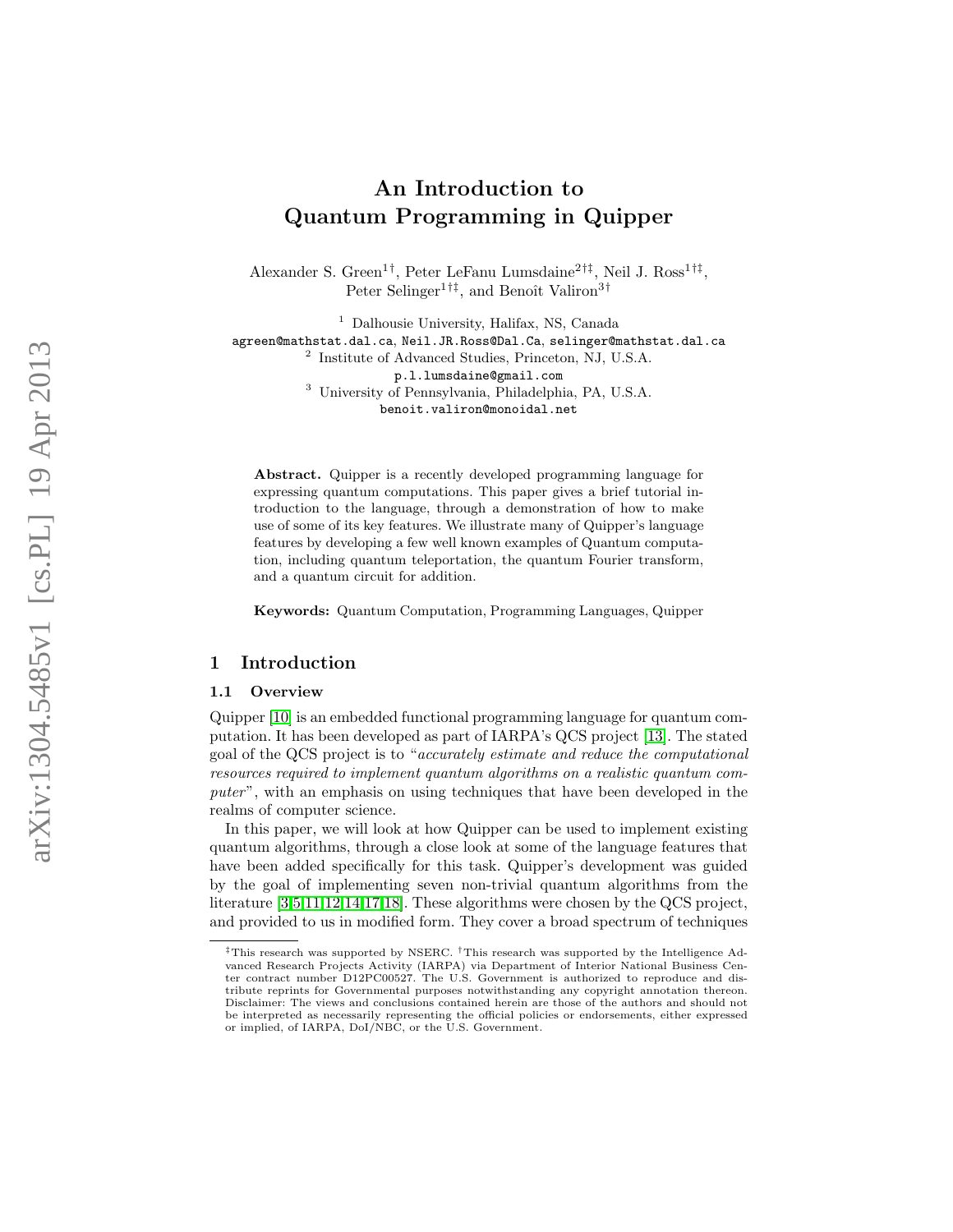// An Introduction to Quantum Programming in Quipper

Alexander S. Green[1†], Peter LeFanu Lumsdaine[2†‡], Neil J. Ross[1†‡], Peter Selinger[1†‡], and Benoît Valiron[3†]

[1] Dalhousie University, Halifax, NS, Canada
agreen@mathstat.dal.ca, Neil.JR.Ross@Dal.Ca, selinger@mathstat.dal.ca

[2] Institute of Advanced Studies, Princeton, NJ, U.S.A.
p.l.lumsdaine@gmail.com

[3] University of Pennsylvania, Philadelphia, PA, U.S.A.
benoit.valiron@monoidal.net

**Abstract.** Quipper is a recently developed programming language for expressing quantum computations. This paper gives a brief tutorial introduction to the language, through a demonstration of how to make use of some of its key features. We illustrate many of Quipper's language features by developing a few well known examples of Quantum computation, including quantum teleportation, the quantum Fourier transform, and a quantum circuit for addition.

**Keywords:** Quantum Computation, Programming Languages, Quipper

## 1 Introduction

### 1.1 Overview

Quipper [10] is an embedded functional programming language for quantum computation. It has been developed as part of IARPA's QCS project [13]. The stated goal of the QCS project is to "*accurately estimate and reduce the computational resources required to implement quantum algorithms on a realistic quantum computer*", with an emphasis on using techniques that have been developed in the realms of computer science.

In this paper, we will look at how Quipper can be used to implement existing quantum algorithms, through a close look at some of the language features that have been added specifically for this task. Quipper's development was guided by the goal of implementing seven non-trivial quantum algorithms from the literature [3,5,11,12,14,17,18]. These algorithms were chosen by the QCS project, and provided to us in modified form. They cover a broad spectrum of techniques

‡This research was supported by NSERC. †This research was supported by the Intelligence Advanced Research Projects Activity (IARPA) via Department of Interior National Business Center contract number D12PC00527. The U.S. Government is authorized to reproduce and distribute reprints for Governmental purposes notwithstanding any copyright annotation thereon. Disclaimer: The views and conclusions contained herein are those of the authors and should not be interpreted as necessarily representing the official policies or endorsements, either expressed or implied, of IARPA, DoI/NBC, or the U.S. Government.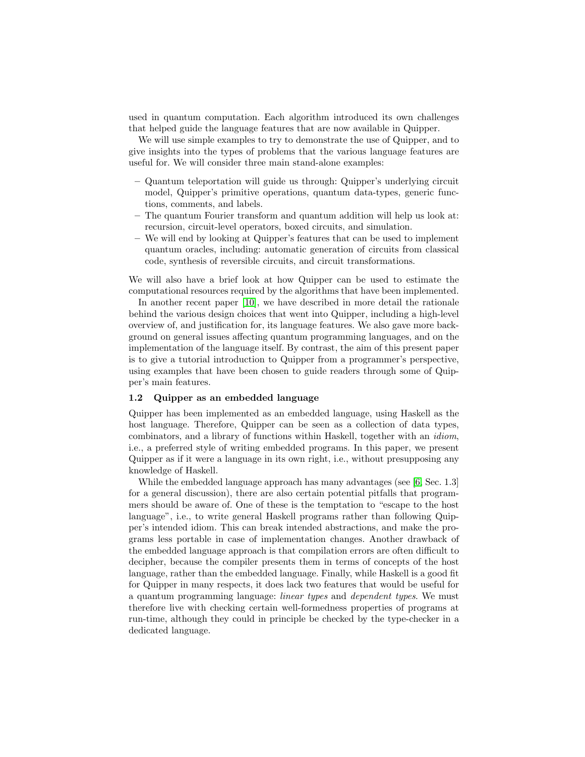used in quantum computation. Each algorithm introduced its own challenges that helped guide the language features that are now available in Quipper.

We will use simple examples to try to demonstrate the use of Quipper, and to give insights into the types of problems that the various language features are useful for. We will consider three main stand-alone examples:

- Quantum teleportation will guide us through: Quipper's underlying circuit model, Quipper's primitive operations, quantum data-types, generic functions, comments, and labels.
- The quantum Fourier transform and quantum addition will help us look at: recursion, circuit-level operators, boxed circuits, and simulation.
- We will end by looking at Quipper's features that can be used to implement quantum oracles, including: automatic generation of circuits from classical code, synthesis of reversible circuits, and circuit transformations.

We will also have a brief look at how Quipper can be used to estimate the computational resources required by the algorithms that have been implemented.

In another recent paper [10], we have described in more detail the rationale behind the various design choices that went into Quipper, including a high-level overview of, and justification for, its language features. We also gave more background on general issues affecting quantum programming languages, and on the implementation of the language itself. By contrast, the aim of this present paper is to give a tutorial introduction to Quipper from a programmer's perspective, using examples that have been chosen to guide readers through some of Quipper's main features.

### 1.2 Quipper as an embedded language

Quipper has been implemented as an embedded language, using Haskell as the host language. Therefore, Quipper can be seen as a collection of data types, combinators, and a library of functions within Haskell, together with an *idiom*, i.e., a preferred style of writing embedded programs. In this paper, we present Quipper as if it were a language in its own right, i.e., without presupposing any knowledge of Haskell.

While the embedded language approach has many advantages (see [6, Sec. 1.3] for a general discussion), there are also certain potential pitfalls that programmers should be aware of. One of these is the temptation to "escape to the host language", i.e., to write general Haskell programs rather than following Quipper's intended idiom. This can break intended abstractions, and make the programs less portable in case of implementation changes. Another drawback of the embedded language approach is that compilation errors are often difficult to decipher, because the compiler presents them in terms of concepts of the host language, rather than the embedded language. Finally, while Haskell is a good fit for Quipper in many respects, it does lack two features that would be useful for a quantum programming language: *linear types* and *dependent types*. We must therefore live with checking certain well-formedness properties of programs at run-time, although they could in principle be checked by the type-checker in a dedicated language.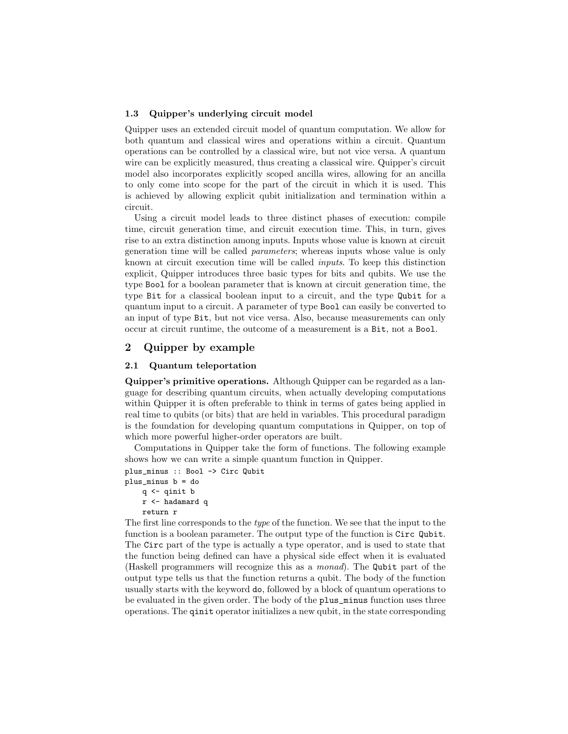### 1.3 Quipper's underlying circuit model

Quipper uses an extended circuit model of quantum computation. We allow for both quantum and classical wires and operations within a circuit. Quantum operations can be controlled by a classical wire, but not vice versa. A quantum wire can be explicitly measured, thus creating a classical wire. Quipper's circuit model also incorporates explicitly scoped ancilla wires, allowing for an ancilla to only come into scope for the part of the circuit in which it is used. This is achieved by allowing explicit qubit initialization and termination within a circuit.

Using a circuit model leads to three distinct phases of execution: compile time, circuit generation time, and circuit execution time. This, in turn, gives rise to an extra distinction among inputs. Inputs whose value is known at circuit generation time will be called *parameters*; whereas inputs whose value is only known at circuit execution time will be called *inputs*. To keep this distinction explicit, Quipper introduces three basic types for bits and qubits. We use the type `Bool` for a boolean parameter that is known at circuit generation time, the type `Bit` for a classical boolean input to a circuit, and the type `Qubit` for a quantum input to a circuit. A parameter of type `Bool` can easily be converted to an input of type `Bit`, but not vice versa. Also, because measurements can only occur at circuit runtime, the outcome of a measurement is a `Bit`, not a `Bool`.

## 2 Quipper by example

### 2.1 Quantum teleportation

**Quipper's primitive operations.** Although Quipper can be regarded as a language for describing quantum circuits, when actually developing computations within Quipper it is often preferable to think in terms of gates being applied in real time to qubits (or bits) that are held in variables. This procedural paradigm is the foundation for developing quantum computations in Quipper, on top of which more powerful higher-order operators are built.

Computations in Quipper take the form of functions. The following example shows how we can write a simple quantum function in Quipper.

```
plus_minus :: Bool -> Circ Qubit
plus_minus b = do
    q <- qinit b
    r <- hadamard q
    return r
```

The first line corresponds to the *type* of the function. We see that the input to the function is a boolean parameter. The output type of the function is `Circ Qubit`. The `Circ` part of the type is actually a type operator, and is used to state that the function being defined can have a physical side effect when it is evaluated (Haskell programmers will recognize this as a *monad*). The `Qubit` part of the output type tells us that the function returns a qubit. The body of the function usually starts with the keyword `do`, followed by a block of quantum operations to be evaluated in the given order. The body of the `plus_minus` function uses three operations. The `qinit` operator initializes a new qubit, in the state corresponding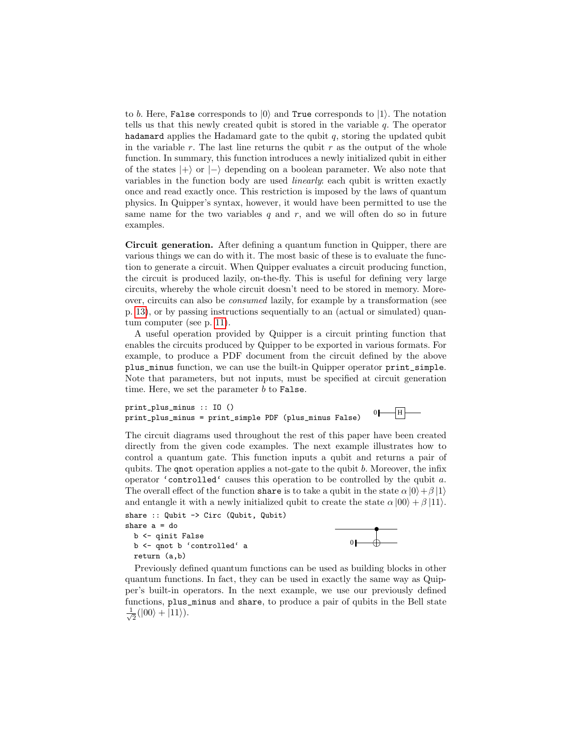to $b$. Here, False corresponds to $|0\rangle$ and True corresponds to $|1\rangle$. The notation tells us that this newly created qubit is stored in the variable $q$. The operator hadamard applies the Hadamard gate to the qubit $q$, storing the updated qubit in the variable $r$. The last line returns the qubit $r$ as the output of the whole function. In summary, this function introduces a newly initialized qubit in either of the states $|+\rangle$ or $|-\rangle$ depending on a boolean parameter. We also note that variables in the function body are used *linearly*: each qubit is written exactly once and read exactly once. This restriction is imposed by the laws of quantum physics. In Quipper's syntax, however, it would have been permitted to use the same name for the two variables $q$ and $r$, and we will often do so in future examples.

**Circuit generation.** After defining a quantum function in Quipper, there are various things we can do with it. The most basic of these is to evaluate the function to generate a circuit. When Quipper evaluates a circuit producing function, the circuit is produced lazily, on-the-fly. This is useful for defining very large circuits, whereby the whole circuit doesn't need to be stored in memory. Moreover, circuits can also be *consumed* lazily, for example by a transformation (see p. 13), or by passing instructions sequentially to an (actual or simulated) quantum computer (see p. 11).

A useful operation provided by Quipper is a circuit printing function that enables the circuits produced by Quipper to be exported in various formats. For example, to produce a PDF document from the circuit defined by the above plus_minus function, we can use the built-in Quipper operator print_simple. Note that parameters, but not inputs, must be specified at circuit generation time. Here, we set the parameter $b$ to False.

```
print_plus_minus :: IO ()
print_plus_minus = print_simple PDF (plus_minus False)
```

The circuit diagrams used throughout the rest of this paper have been created directly from the given code examples. The next example illustrates how to control a quantum gate. This function inputs a qubit and returns a pair of qubits. The qnot operation applies a not-gate to the qubit $b$. Moreover, the infix operator ‘controlled‘ causes this operation to be controlled by the qubit $a$. The overall effect of the function share is to take a qubit in the state $\alpha|0\rangle+\beta|1\rangle$ and entangle it with a newly initialized qubit to create the state $\alpha|00\rangle+\beta|11\rangle$.

```
share :: Qubit -> Circ (Qubit, Qubit)
share a = do
  b <- qinit False
  b <- qnot b ‘controlled‘ a
  return (a,b)
```

Previously defined quantum functions can be used as building blocks in other quantum functions. In fact, they can be used in exactly the same way as Quipper's built-in operators. In the next example, we use our previously defined functions, plus_minus and share, to produce a pair of qubits in the Bell state $\frac{1}{\sqrt{2}}(|00\rangle+|11\rangle)$.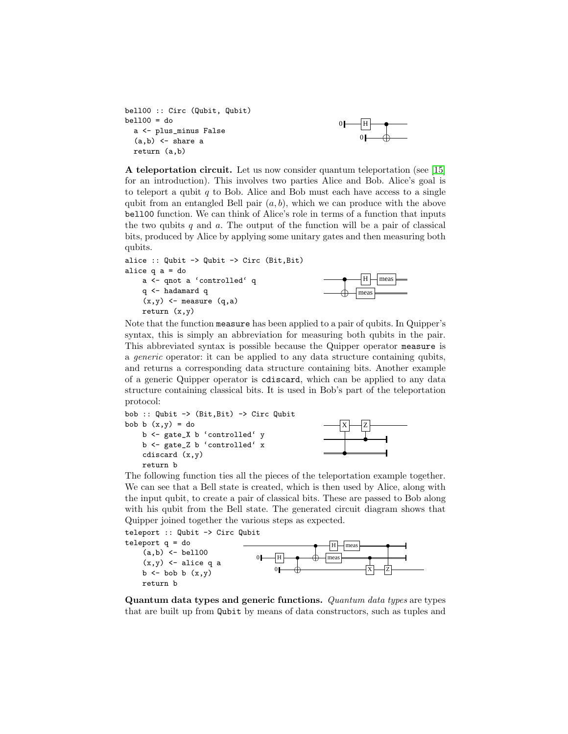```
bell00 :: Circ (Qubit, Qubit)
bell00 = do
  a <- plus_minus False
  (a,b) <- share a
  return (a,b)
```

**A teleportation circuit.** Let us now consider quantum teleportation (see [15] for an introduction). This involves two parties Alice and Bob. Alice's goal is to teleport a qubit $q$ to Bob. Alice and Bob must each have access to a single qubit from an entangled Bell pair $(a, b)$, which we can produce with the above bell00 function. We can think of Alice's role in terms of a function that inputs the two qubits $q$ and $a$. The output of the function will be a pair of classical bits, produced by Alice by applying some unitary gates and then measuring both qubits.

```
alice :: Qubit -> Qubit -> Circ (Bit,Bit)
alice q a = do
    a <- qnot a `controlled` q
    q <- hadamard q
    (x,y) <- measure (q,a)
    return (x,y)
```

Note that the function measure has been applied to a pair of qubits. In Quipper's syntax, this is simply an abbreviation for measuring both qubits in the pair. This abbreviated syntax is possible because the Quipper operator measure is a *generic* operator: it can be applied to any data structure containing qubits, and returns a corresponding data structure containing bits. Another example of a generic Quipper operator is cdiscard, which can be applied to any data structure containing classical bits. It is used in Bob's part of the teleportation protocol:

```
bob :: Qubit -> (Bit,Bit) -> Circ Qubit
bob b (x,y) = do
    b <- gate_X b `controlled` y
    b <- gate_Z b `controlled` x
    cdiscard (x,y)
    return b
```

The following function ties all the pieces of the teleportation example together. We can see that a Bell state is created, which is then used by Alice, along with the input qubit, to create a pair of classical bits. These are passed to Bob along with his qubit from the Bell state. The generated circuit diagram shows that Quipper joined together the various steps as expected.

```
teleport :: Qubit -> Circ Qubit
teleport q = do
    (a,b) <- bell00
    (x,y) <- alice q a
    b <- bob b (x,y)
    return b
```

**Quantum data types and generic functions.** *Quantum data types* are types that are built up from Qubit by means of data constructors, such as tuples and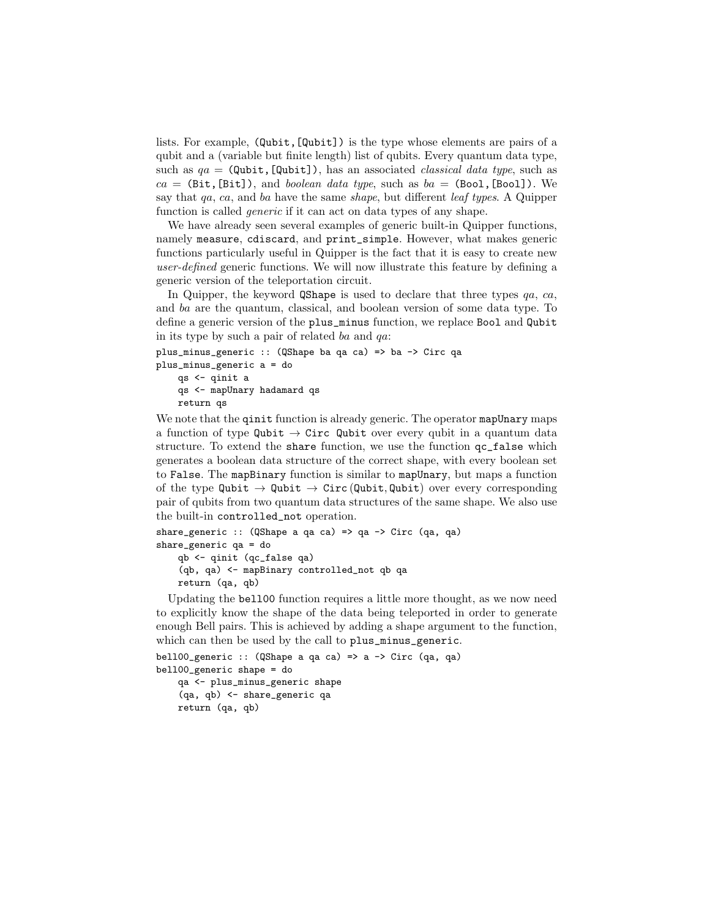lists. For example, `(Qubit,[Qubit])` is the type whose elements are pairs of a qubit and a (variable but finite length) list of qubits. Every quantum data type, such as *qa* = `(Qubit,[Qubit])`, has an associated *classical data type*, such as *ca* = `(Bit,[Bit])`, and *boolean data type*, such as *ba* = `(Bool,[Bool])`. We say that *qa*, *ca*, and *ba* have the same *shape*, but different *leaf types*. A Quipper function is called *generic* if it can act on data types of any shape.

We have already seen several examples of generic built-in Quipper functions, namely `measure`, `cdiscard`, and `print_simple`. However, what makes generic functions particularly useful in Quipper is the fact that it is easy to create new *user-defined* generic functions. We will now illustrate this feature by defining a generic version of the teleportation circuit.

In Quipper, the keyword `QShape` is used to declare that three types *qa*, *ca*, and *ba* are the quantum, classical, and boolean version of some data type. To define a generic version of the `plus_minus` function, we replace `Bool` and `Qubit` in its type by such a pair of related *ba* and *qa*:

```
plus_minus_generic :: (QShape ba qa ca) => ba -> Circ qa
plus_minus_generic a = do
    qs <- qinit a
    qs <- mapUnary hadamard qs
    return qs
```

We note that the `qinit` function is already generic. The operator `mapUnary` maps a function of type `Qubit` → `Circ Qubit` over every qubit in a quantum data structure. To extend the `share` function, we use the function `qc_false` which generates a boolean data structure of the correct shape, with every boolean set to `False`. The `mapBinary` function is similar to `mapUnary`, but maps a function of the type `Qubit` → `Qubit` → `Circ (Qubit, Qubit)` over every corresponding pair of qubits from two quantum data structures of the same shape. We also use the built-in `controlled_not` operation.

```
share_generic :: (QShape a qa ca) => qa -> Circ (qa, qa)
share_generic qa = do
    qb <- qinit (qc_false qa)
    (qb, qa) <- mapBinary controlled_not qb qa
    return (qa, qb)
```

Updating the `bell00` function requires a little more thought, as we now need to explicitly know the shape of the data being teleported in order to generate enough Bell pairs. This is achieved by adding a shape argument to the function, which can then be used by the call to `plus_minus_generic`.

```
bell00_generic :: (QShape a qa ca) => a -> Circ (qa, qa)
bell00_generic shape = do
    qa <- plus_minus_generic shape
    (qa, qb) <- share_generic qa
    return (qa, qb)
```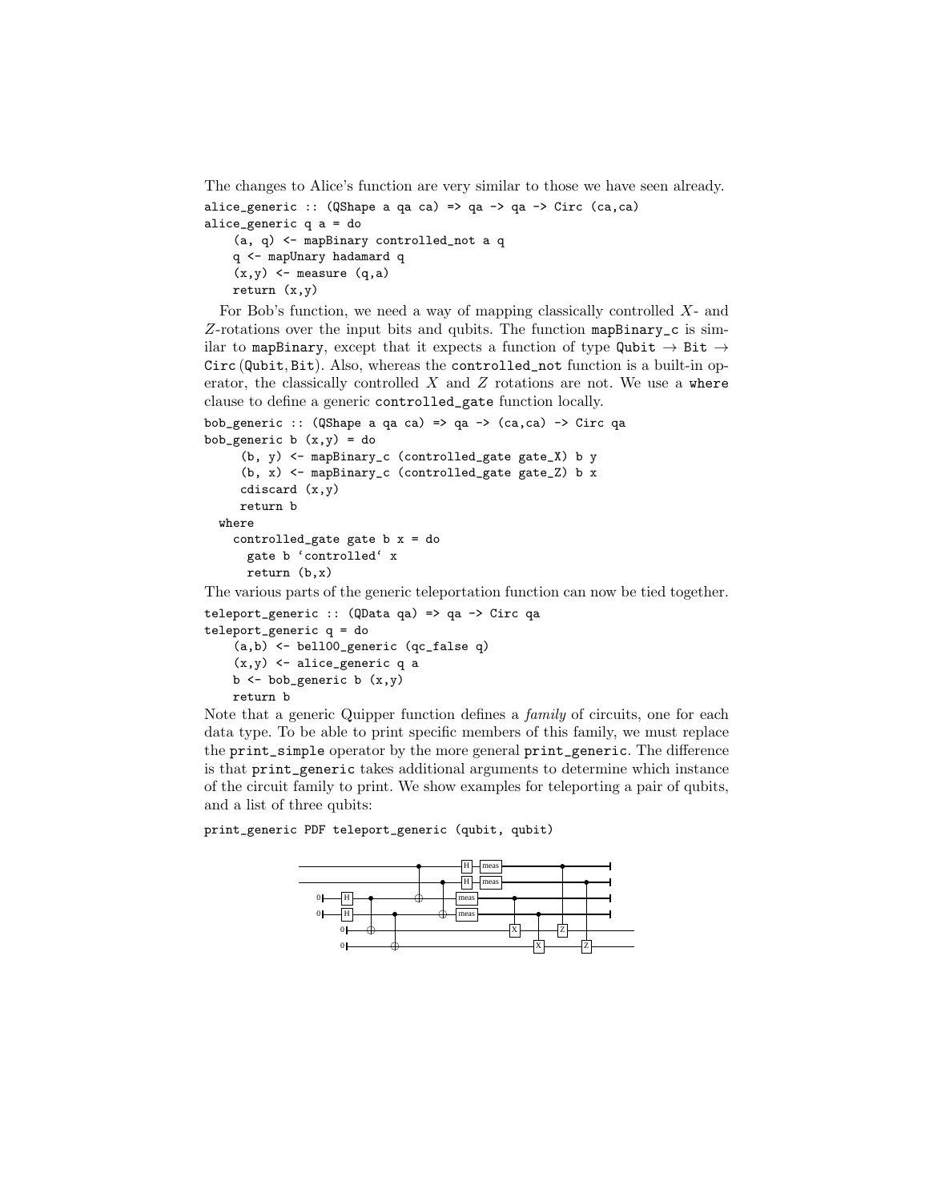The changes to Alice's function are very similar to those we have seen already.

```
alice_generic :: (QShape a qa ca) => qa -> qa -> Circ (ca,ca)
alice_generic q a = do
    (a, q) <- mapBinary controlled_not a q
    q <- mapUnary hadamard q
    (x,y) <- measure (q,a)
    return (x,y)
```

For Bob's function, we need a way of mapping classically controlled $X$- and $Z$-rotations over the input bits and qubits. The function `mapBinary_c` is similar to `mapBinary`, except that it expects a function of type `Qubit` $\rightarrow$ `Bit` $\rightarrow$ `Circ` (`Qubit`, `Bit`). Also, whereas the `controlled_not` function is a built-in operator, the classically controlled $X$ and $Z$ rotations are not. We use a `where` clause to define a generic `controlled_gate` function locally.

```
bob_generic :: (QShape a qa ca) => qa -> (ca,ca) -> Circ qa
bob_generic b (x,y) = do
     (b, y) <- mapBinary_c (controlled_gate gate_X) b y
     (b, x) <- mapBinary_c (controlled_gate gate_Z) b x
     cdiscard (x,y)
     return b
  where
    controlled_gate gate b x = do
      gate b `controlled` x
      return (b,x)
```

The various parts of the generic teleportation function can now be tied together.

```
teleport_generic :: (QData qa) => qa -> Circ qa
teleport_generic q = do
    (a,b) <- bell00_generic (qc_false q)
    (x,y) <- alice_generic q a
    b <- bob_generic b (x,y)
    return b
```

Note that a generic Quipper function defines a *family* of circuits, one for each data type. To be able to print specific members of this family, we must replace the `print_simple` operator by the more general `print_generic`. The difference is that `print_generic` takes additional arguments to determine which instance of the circuit family to print. We show examples for teleporting a pair of qubits, and a list of three qubits:

```
print_generic PDF teleport_generic (qubit, qubit)
```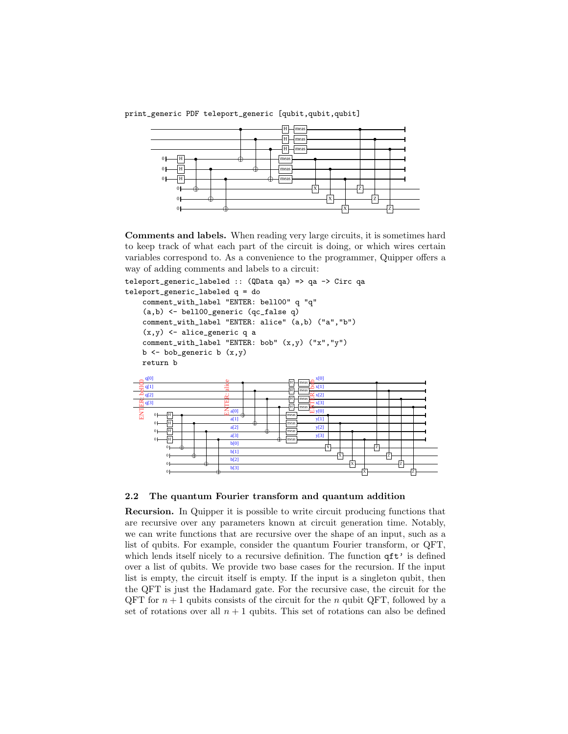```
print_generic PDF teleport_generic [qubit,qubit,qubit]
```

**Comments and labels.** When reading very large circuits, it is sometimes hard to keep track of what each part of the circuit is doing, or which wires certain variables correspond to. As a convenience to the programmer, Quipper offers a way of adding comments and labels to a circuit:

```
teleport_generic_labeled :: (QData qa) => qa -> Circ qa
teleport_generic_labeled q = do
    comment_with_label "ENTER: bell00" q "q"
    (a,b) <- bell00_generic (qc_false q)
    comment_with_label "ENTER: alice" (a,b) ("a","b")
    (x,y) <- alice_generic q a
    comment_with_label "ENTER: bob" (x,y) ("x","y")
    b <- bob_generic b (x,y)
    return b
```

### 2.2 The quantum Fourier transform and quantum addition

**Recursion.** In Quipper it is possible to write circuit producing functions that are recursive over any parameters known at circuit generation time. Notably, we can write functions that are recursive over the shape of an input, such as a list of qubits. For example, consider the quantum Fourier transform, or QFT, which lends itself nicely to a recursive definition. The function `qft'` is defined over a list of qubits. We provide two base cases for the recursion. If the input list is empty, the circuit itself is empty. If the input is a singleton qubit, then the QFT is just the Hadamard gate. For the recursive case, the circuit for the QFT for $n+1$ qubits consists of the circuit for the $n$ qubit QFT, followed by a set of rotations over all $n+1$ qubits. This set of rotations can also be defined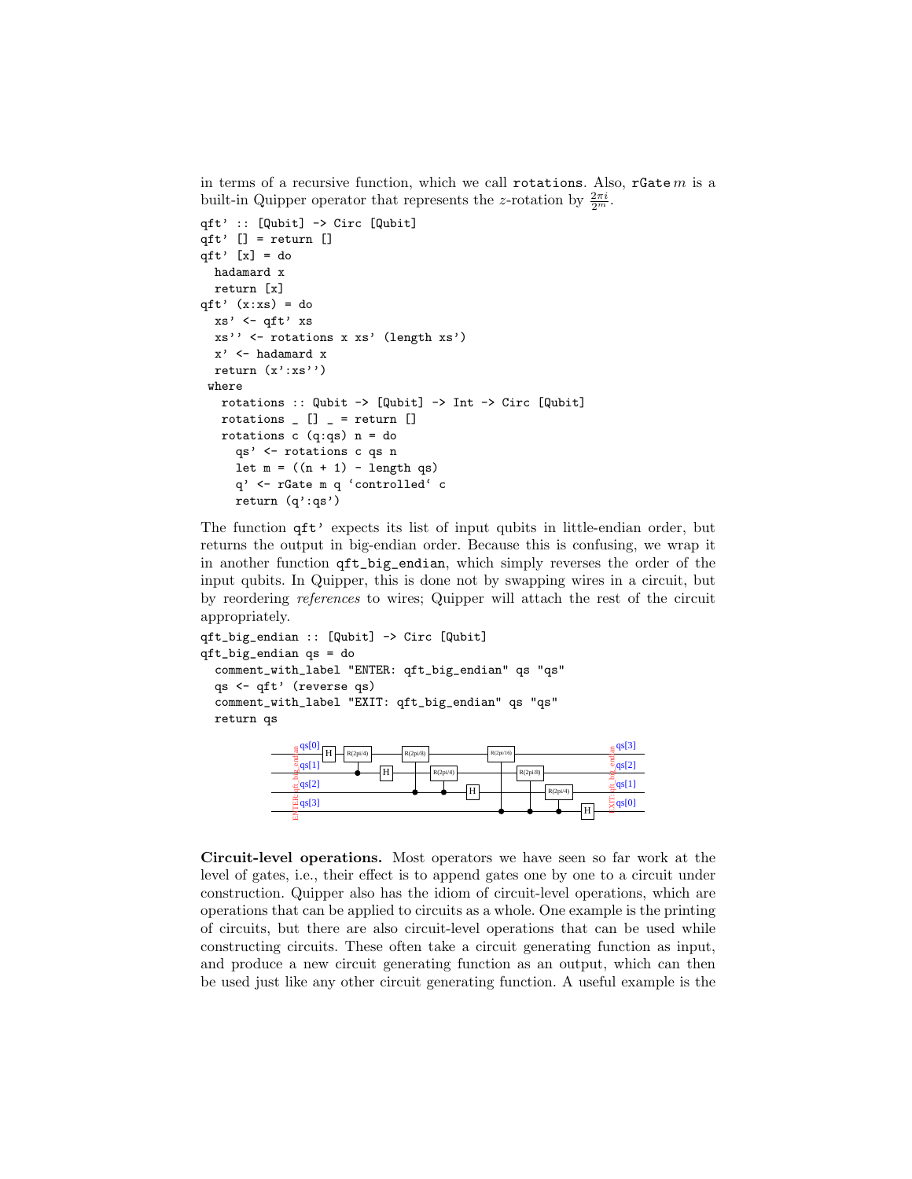in terms of a recursive function, which we call `rotations`. Also, `rGate` $m$ is a built-in Quipper operator that represents the $z$-rotation by $\frac{2\pi i}{2^m}$.

```
qft' :: [Qubit] -> Circ [Qubit]
qft' [] = return []
qft' [x] = do
  hadamard x
  return [x]
qft' (x:xs) = do
  xs' <- qft' xs
  xs'' <- rotations x xs' (length xs')
  x' <- hadamard x
  return (x':xs'')
 where
  rotations :: Qubit -> [Qubit] -> Int -> Circ [Qubit]
  rotations _ [] _ = return []
  rotations c (q:qs) n = do
    qs' <- rotations c qs n
    let m = ((n + 1) - length qs)
    q' <- rGate m q `controlled` c
    return (q':qs')
```

The function `qft'` expects its list of input qubits in little-endian order, but returns the output in big-endian order. Because this is confusing, we wrap it in another function `qft_big_endian`, which simply reverses the order of the input qubits. In Quipper, this is done not by swapping wires in a circuit, but by reordering *references* to wires; Quipper will attach the rest of the circuit appropriately.

```
qft_big_endian :: [Qubit] -> Circ [Qubit]
qft_big_endian qs = do
  comment_with_label "ENTER: qft_big_endian" qs "qs"
  qs <- qft' (reverse qs)
  comment_with_label "EXIT: qft_big_endian" qs "qs"
  return qs
```

**Circuit-level operations.** Most operators we have seen so far work at the level of gates, i.e., their effect is to append gates one by one to a circuit under construction. Quipper also has the idiom of circuit-level operations, which are operations that can be applied to circuits as a whole. One example is the printing of circuits, but there are also circuit-level operations that can be used while constructing circuits. These often take a circuit generating function as input, and produce a new circuit generating function as an output, which can then be used just like any other circuit generating function. A useful example is the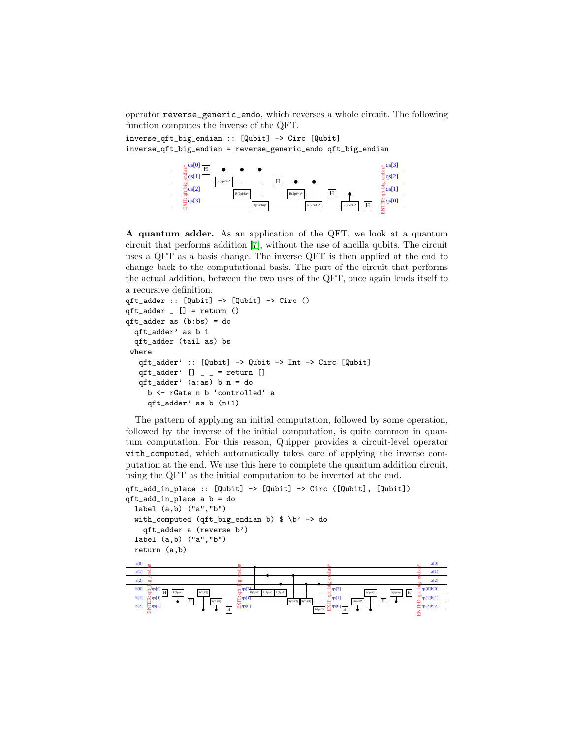operator `reverse_generic_endo`, which reverses a whole circuit. The following function computes the inverse of the QFT.

```
inverse_qft_big_endian :: [Qubit] -> Circ [Qubit]
inverse_qft_big_endian = reverse_generic_endo qft_big_endian
```

**A quantum adder.** As an application of the QFT, we look at a quantum circuit that performs addition [7], without the use of ancilla qubits. The circuit uses a QFT as a basis change. The inverse QFT is then applied at the end to change back to the computational basis. The part of the circuit that performs the actual addition, between the two uses of the QFT, once again lends itself to a recursive definition.

```
qft_adder :: [Qubit] -> [Qubit] -> Circ ()
qft_adder _ [] = return ()
qft_adder as (b:bs) = do
  qft_adder' as b 1
  qft_adder (tail as) bs
 where
   qft_adder' :: [Qubit] -> Qubit -> Int -> Circ [Qubit]
   qft_adder' [] _ _ = return []
   qft_adder' (a:as) b n = do
     b <- rGate n b `controlled` a
     qft_adder' as b (n+1)
```

The pattern of applying an initial computation, followed by some operation, followed by the inverse of the initial computation, is quite common in quantum computation. For this reason, Quipper provides a circuit-level operator `with_computed`, which automatically takes care of applying the inverse computation at the end. We use this here to complete the quantum addition circuit, using the QFT as the initial computation to be inverted at the end.

```
qft_add_in_place :: [Qubit] -> [Qubit] -> Circ ([Qubit], [Qubit])
qft_add_in_place a b = do
  label (a,b) ("a","b")
  with_computed (qft_big_endian b) $ \b' -> do
    qft_adder a (reverse b')
  label (a,b) ("a","b")
  return (a,b)
```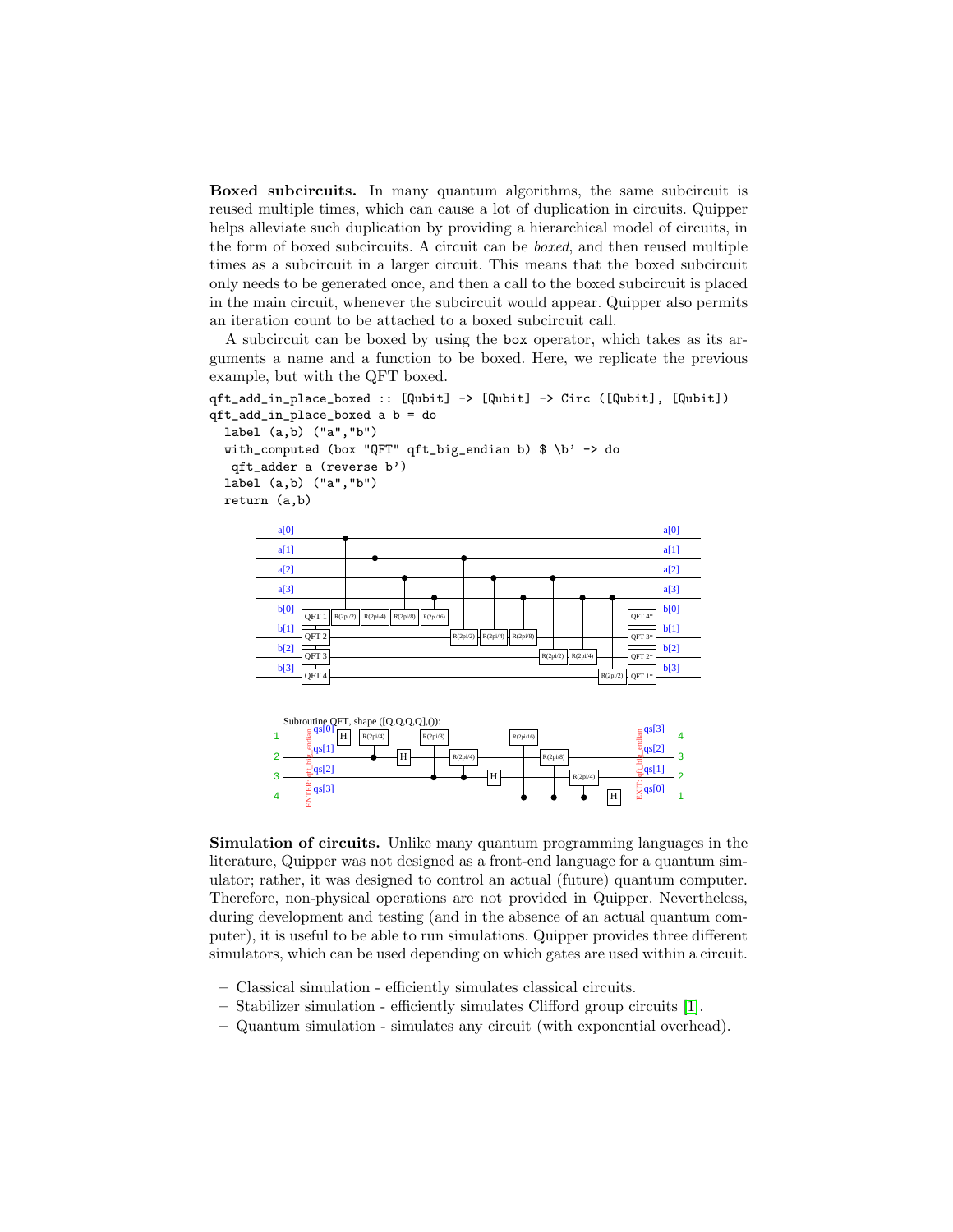**Boxed subcircuits.** In many quantum algorithms, the same subcircuit is reused multiple times, which can cause a lot of duplication in circuits. Quipper helps alleviate such duplication by providing a hierarchical model of circuits, in the form of boxed subcircuits. A circuit can be *boxed*, and then reused multiple times as a subcircuit in a larger circuit. This means that the boxed subcircuit only needs to be generated once, and then a call to the boxed subcircuit is placed in the main circuit, whenever the subcircuit would appear. Quipper also permits an iteration count to be attached to a boxed subcircuit call.

A subcircuit can be boxed by using the `box` operator, which takes as its arguments a name and a function to be boxed. Here, we replicate the previous example, but with the QFT boxed.

```
qft_add_in_place_boxed :: [Qubit] -> [Qubit] -> Circ ([Qubit], [Qubit])
qft_add_in_place_boxed a b = do
  label (a,b) ("a","b")
  with_computed (box "QFT" qft_big_endian b) $ \b' -> do
   qft_adder a (reverse b')
  label (a,b) ("a","b")
  return (a,b)
```

**Simulation of circuits.** Unlike many quantum programming languages in the literature, Quipper was not designed as a front-end language for a quantum simulator; rather, it was designed to control an actual (future) quantum computer. Therefore, non-physical operations are not provided in Quipper. Nevertheless, during development and testing (and in the absence of an actual quantum computer), it is useful to be able to run simulations. Quipper provides three different simulators, which can be used depending on which gates are used within a circuit.

– Classical simulation - efficiently simulates classical circuits.
– Stabilizer simulation - efficiently simulates Clifford group circuits [1].
– Quantum simulation - simulates any circuit (with exponential overhead).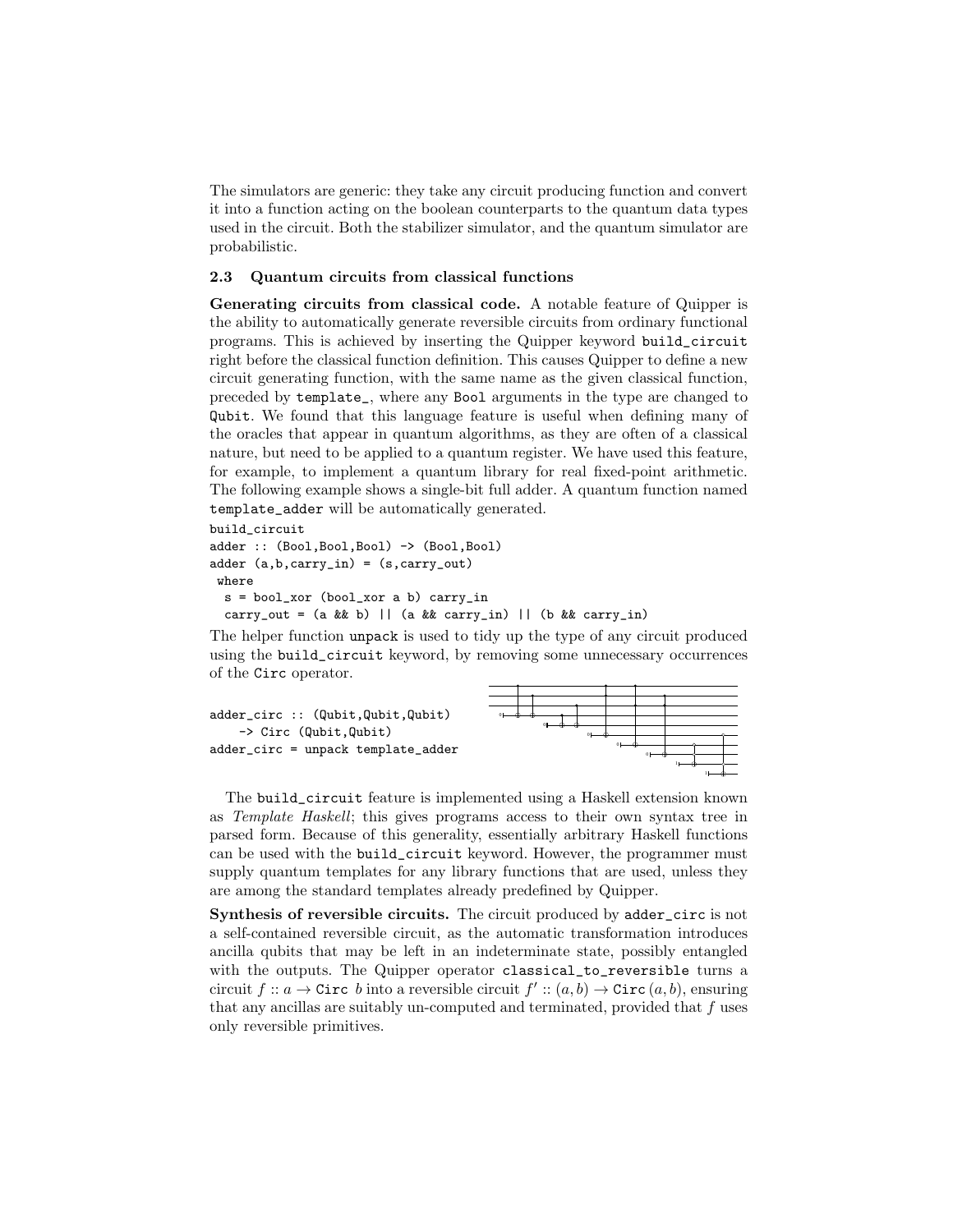The simulators are generic: they take any circuit producing function and convert it into a function acting on the boolean counterparts to the quantum data types used in the circuit. Both the stabilizer simulator, and the quantum simulator are probabilistic.

### 2.3 Quantum circuits from classical functions

**Generating circuits from classical code.** A notable feature of Quipper is the ability to automatically generate reversible circuits from ordinary functional programs. This is achieved by inserting the Quipper keyword `build_circuit` right before the classical function definition. This causes Quipper to define a new circuit generating function, with the same name as the given classical function, preceded by `template_`, where any `Bool` arguments in the type are changed to `Qubit`. We found that this language feature is useful when defining many of the oracles that appear in quantum algorithms, as they are often of a classical nature, but need to be applied to a quantum register. We have used this feature, for example, to implement a quantum library for real fixed-point arithmetic. The following example shows a single-bit full adder. A quantum function named `template_adder` will be automatically generated.

```
build_circuit
adder :: (Bool,Bool,Bool) -> (Bool,Bool)
adder (a,b,carry_in) = (s,carry_out)
 where
  s = bool_xor (bool_xor a b) carry_in
  carry_out = (a && b) || (a && carry_in) || (b && carry_in)
```

The helper function `unpack` is used to tidy up the type of any circuit produced using the `build_circuit` keyword, by removing some unnecessary occurrences of the `Circ` operator.

```
adder_circ :: (Qubit,Qubit,Qubit)
    -> Circ (Qubit,Qubit)
adder_circ = unpack template_adder
```

The `build_circuit` feature is implemented using a Haskell extension known as *Template Haskell*; this gives programs access to their own syntax tree in parsed form. Because of this generality, essentially arbitrary Haskell functions can be used with the `build_circuit` keyword. However, the programmer must supply quantum templates for any library functions that are used, unless they are among the standard templates already predefined by Quipper.

**Synthesis of reversible circuits.** The circuit produced by `adder_circ` is not a self-contained reversible circuit, as the automatic transformation introduces ancilla qubits that may be left in an indeterminate state, possibly entangled with the outputs. The Quipper operator `classical_to_reversible` turns a circuit $f :: a \to \texttt{Circ}\ b$ into a reversible circuit $f' :: (a, b) \to \texttt{Circ}\,(a, b)$, ensuring that any ancillas are suitably un-computed and terminated, provided that $f$ uses only reversible primitives.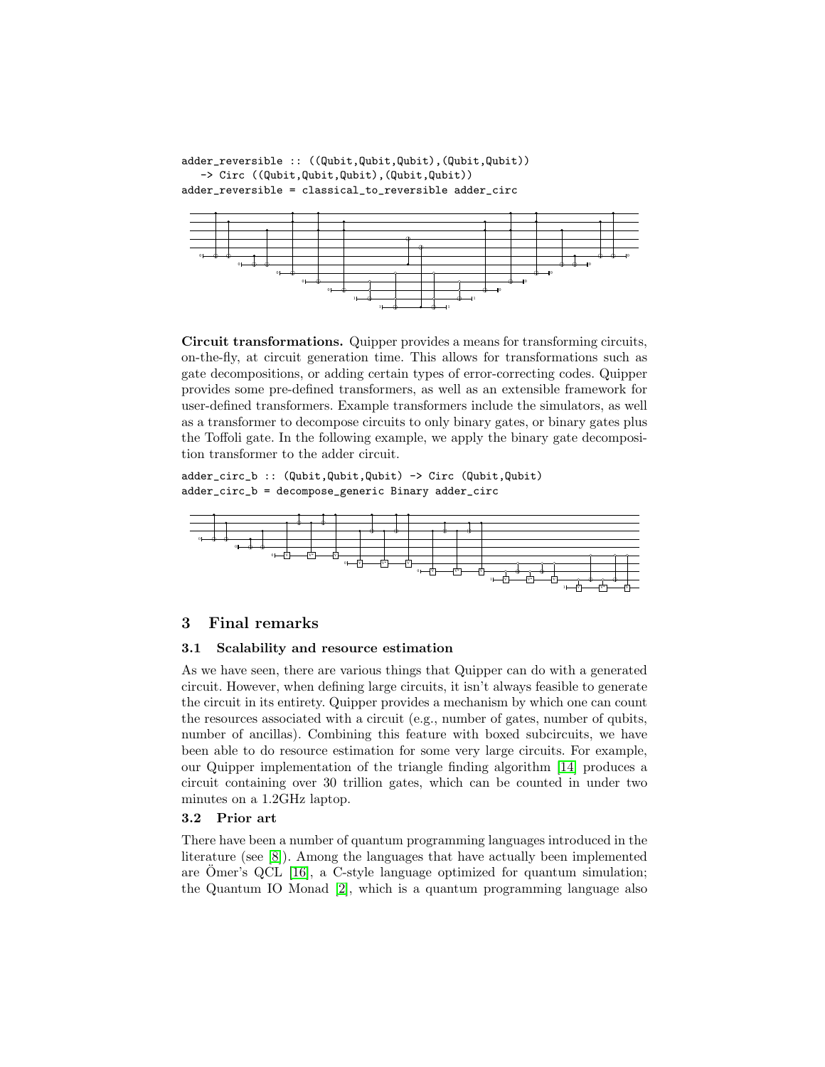```
adder_reversible :: ((Qubit,Qubit,Qubit),(Qubit,Qubit))
   -> Circ ((Qubit,Qubit,Qubit),(Qubit,Qubit))
adder_reversible = classical_to_reversible adder_circ
```

**Circuit transformations.** Quipper provides a means for transforming circuits, on-the-fly, at circuit generation time. This allows for transformations such as gate decompositions, or adding certain types of error-correcting codes. Quipper provides some pre-defined transformers, as well as an extensible framework for user-defined transformers. Example transformers include the simulators, as well as a transformer to decompose circuits to only binary gates, or binary gates plus the Toffoli gate. In the following example, we apply the binary gate decomposition transformer to the adder circuit.

```
adder_circ_b :: (Qubit,Qubit,Qubit) -> Circ (Qubit,Qubit)
adder_circ_b = decompose_generic Binary adder_circ
```

## 3 Final remarks

### 3.1 Scalability and resource estimation

As we have seen, there are various things that Quipper can do with a generated circuit. However, when defining large circuits, it isn't always feasible to generate the circuit in its entirety. Quipper provides a mechanism by which one can count the resources associated with a circuit (e.g., number of gates, number of qubits, number of ancillas). Combining this feature with boxed subcircuits, we have been able to do resource estimation for some very large circuits. For example, our Quipper implementation of the triangle finding algorithm [14] produces a circuit containing over 30 trillion gates, which can be counted in under two minutes on a 1.2GHz laptop.

### 3.2 Prior art

There have been a number of quantum programming languages introduced in the literature (see [8]). Among the languages that have actually been implemented are Ömer's QCL [16], a C-style language optimized for quantum simulation; the Quantum IO Monad [2], which is a quantum programming language also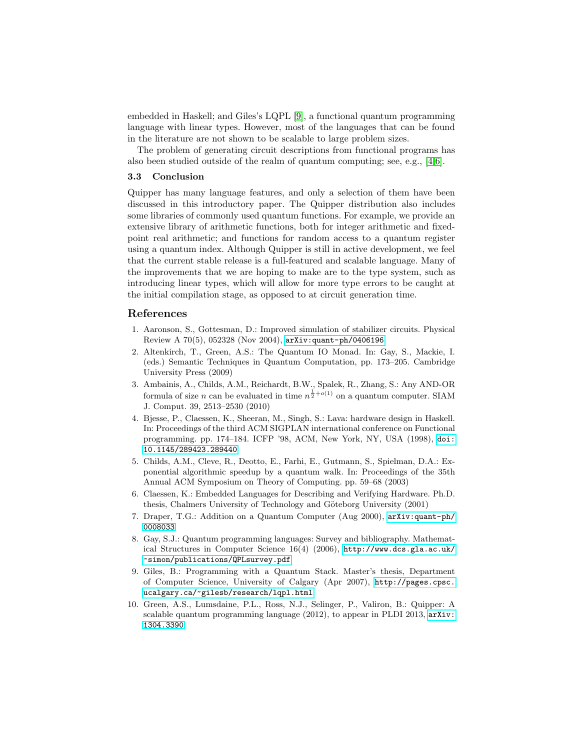embedded in Haskell; and Giles's LQPL [9], a functional quantum programming language with linear types. However, most of the languages that can be found in the literature are not shown to be scalable to large problem sizes.

The problem of generating circuit descriptions from functional programs has also been studied outside of the realm of quantum computing; see, e.g., [4,6].

### 3.3 Conclusion

Quipper has many language features, and only a selection of them have been discussed in this introductory paper. The Quipper distribution also includes some libraries of commonly used quantum functions. For example, we provide an extensive library of arithmetic functions, both for integer arithmetic and fixed-point real arithmetic; and functions for random access to a quantum register using a quantum index. Although Quipper is still in active development, we feel that the current stable release is a full-featured and scalable language. Many of the improvements that we are hoping to make are to the type system, such as introducing linear types, which will allow for more type errors to be caught at the initial compilation stage, as opposed to at circuit generation time.

## References

1. Aaronson, S., Gottesman, D.: Improved simulation of stabilizer circuits. Physical Review A 70(5), 052328 (Nov 2004), `arXiv:quant-ph/0406196`
2. Altenkirch, T., Green, A.S.: The Quantum IO Monad. In: Gay, S., Mackie, I. (eds.) Semantic Techniques in Quantum Computation, pp. 173–205. Cambridge University Press (2009)
3. Ambainis, A., Childs, A.M., Reichardt, B.W., Spalek, R., Zhang, S.: Any AND-OR formula of size $n$ can be evaluated in time $n^{\frac{1}{2}+o(1)}$ on a quantum computer. SIAM J. Comput. 39, 2513–2530 (2010)
4. Bjesse, P., Claessen, K., Sheeran, M., Singh, S.: Lava: hardware design in Haskell. In: Proceedings of the third ACM SIGPLAN international conference on Functional programming. pp. 174–184. ICFP '98, ACM, New York, NY, USA (1998), `doi:10.1145/289423.289440`
5. Childs, A.M., Cleve, R., Deotto, E., Farhi, E., Gutmann, S., Spielman, D.A.: Exponential algorithmic speedup by a quantum walk. In: Proceedings of the 35th Annual ACM Symposium on Theory of Computing. pp. 59–68 (2003)
6. Claessen, K.: Embedded Languages for Describing and Verifying Hardware. Ph.D. thesis, Chalmers University of Technology and Göteborg University (2001)
7. Draper, T.G.: Addition on a Quantum Computer (Aug 2000), `arXiv:quant-ph/0008033`
8. Gay, S.J.: Quantum programming languages: Survey and bibliography. Mathematical Structures in Computer Science 16(4) (2006), `http://www.dcs.gla.ac.uk/~simon/publications/QPLsurvey.pdf`
9. Giles, B.: Programming with a Quantum Stack. Master's thesis, Department of Computer Science, University of Calgary (Apr 2007), `http://pages.cpsc.ucalgary.ca/~gilesb/research/lqpl.html`
10. Green, A.S., Lumsdaine, P.L., Ross, N.J., Selinger, P., Valiron, B.: Quipper: A scalable quantum programming language (2012), to appear in PLDI 2013, `arXiv:1304.3390`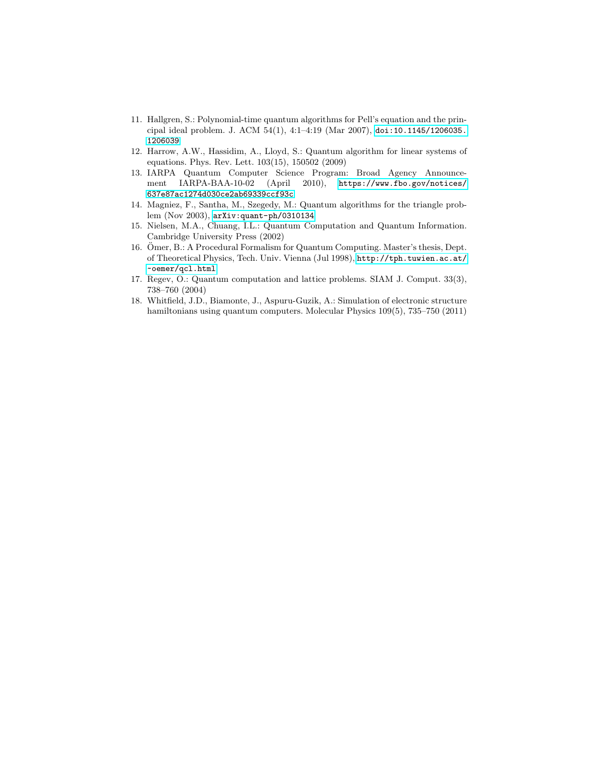11. Hallgren, S.: Polynomial-time quantum algorithms for Pell's equation and the principal ideal problem. J. ACM 54(1), 4:1–4:19 (Mar 2007), doi:10.1145/1206035.1206039
12. Harrow, A.W., Hassidim, A., Lloyd, S.: Quantum algorithm for linear systems of equations. Phys. Rev. Lett. 103(15), 150502 (2009)
13. IARPA Quantum Computer Science Program: Broad Agency Announcement IARPA-BAA-10-02 (April 2010), https://www.fbo.gov/notices/637e87ac1274d030ce2ab69339ccf93c
14. Magniez, F., Santha, M., Szegedy, M.: Quantum algorithms for the triangle problem (Nov 2003), arXiv:quant-ph/0310134
15. Nielsen, M.A., Chuang, I.L.: Quantum Computation and Quantum Information. Cambridge University Press (2002)
16. Ömer, B.: A Procedural Formalism for Quantum Computing. Master's thesis, Dept. of Theoretical Physics, Tech. Univ. Vienna (Jul 1998), http://tph.tuwien.ac.at/~oemer/qcl.html
17. Regev, O.: Quantum computation and lattice problems. SIAM J. Comput. 33(3), 738–760 (2004)
18. Whitfield, J.D., Biamonte, J., Aspuru-Guzik, A.: Simulation of electronic structure hamiltonians using quantum computers. Molecular Physics 109(5), 735–750 (2011)